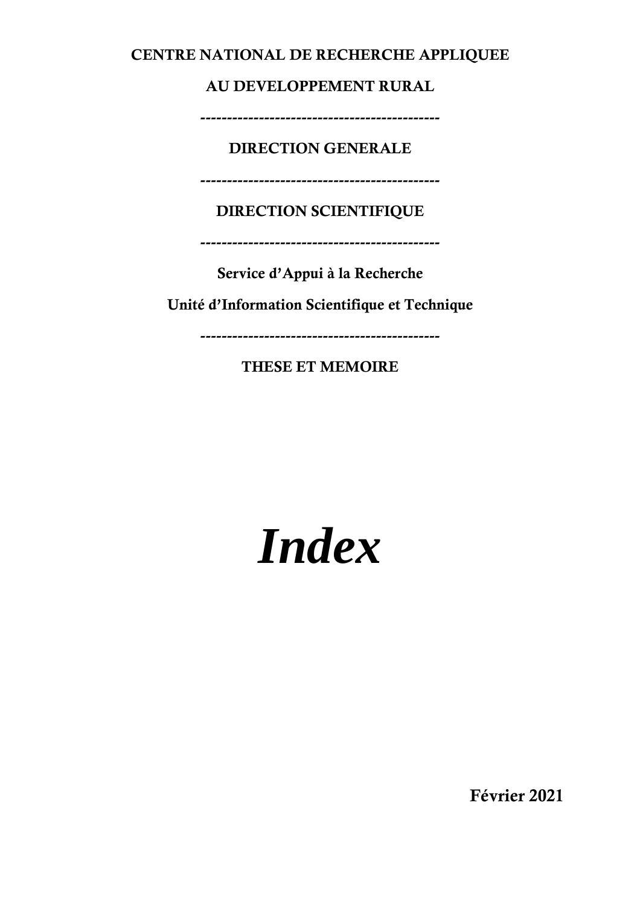**CENTRE NATIONAL DE RECHERCHE APPLIQUEE**

**AU DEVELOPPEMENT RURAL**

---

**DIRECTION GENERALE**

---

**DIRECTION SCIENTIFIQUE**

---

**Service d'Appui à la Recherche**

**Unité d'Information Scientifique et Technique**

---

**THESE ET MEMOIRE**

# *Index*

**Février 2021**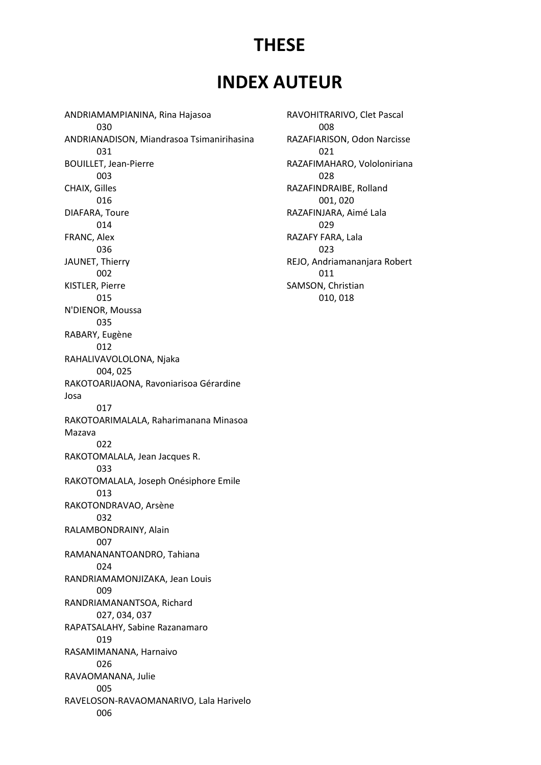# THESE

# INDEX AUTEUR

ANDRIAMAMPIANINA, Rina Hajasoa
030

ANDRIANADISON, Miandrasoa Tsimanirihasina
031

BOUILLET, Jean-Pierre
003

CHAIX, Gilles
016

DIAFARA, Toure
014

FRANC, Alex
036

JAUNET, Thierry
002

KISTLER, Pierre
015

N'DIENOR, Moussa
035

RABARY, Eugène
012

RAHALIVAVOLOLONA, Njaka
004, 025

RAKOTOARIJAONA, Ravoniarisoa Gérardine Josa
017

RAKOTOARIMALALA, Raharimanana Minasoa Mazava
022

RAKOTOMALALA, Jean Jacques R.
033

RAKOTOMALALA, Joseph Onésiphore Emile
013

RAKOTONDRAVAO, Arsène
032

RALAMBONDRAINY, Alain
007

RAMANANANTOANDRO, Tahiana
024

RANDRIAMAMONJIZAKA, Jean Louis
009

RANDRIAMANANTSOA, Richard
027, 034, 037

RAPATSALAHY, Sabine Razanamaro
019

RASAMIMANANA, Harnaivo
026

RAVAOMANANA, Julie
005

RAVELOSON-RAVAOMANARIVO, Lala Harivelo
006

RAVOHITRARIVO, Clet Pascal
008

RAZAFIARISON, Odon Narcisse
021

RAZAFIMAHARO, Vololoniriana
028

RAZAFINDRAIBE, Rolland
001, 020

RAZAFINJARA, Aimé Lala
029

RAZAFY FARA, Lala
023

REJO, Andriamananjara Robert
011

SAMSON, Christian
010, 018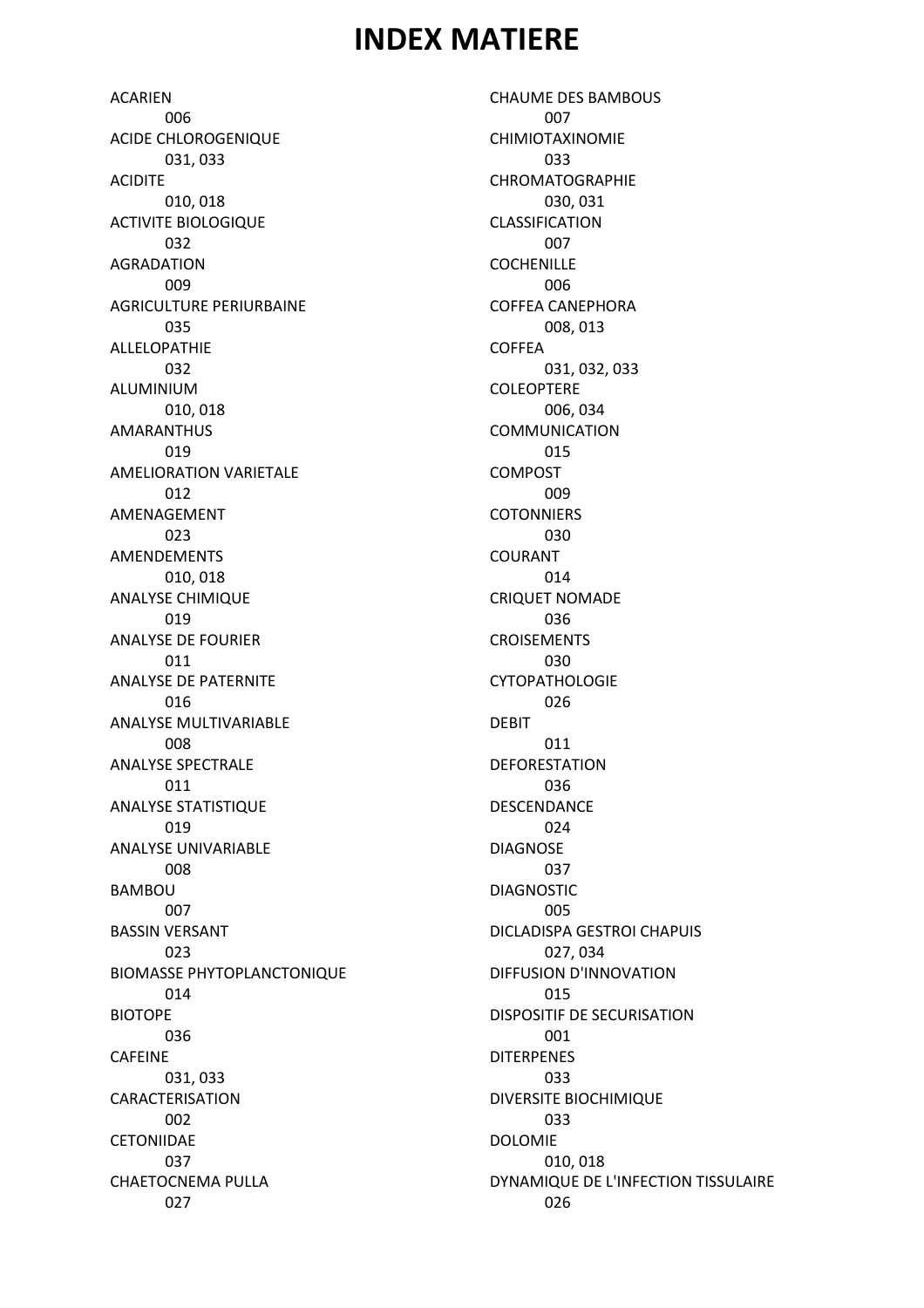# INDEX MATIERE

ACARIEN
 006
ACIDE CHLOROGENIQUE
 031, 033
ACIDITE
 010, 018
ACTIVITE BIOLOGIQUE
 032
AGRADATION
 009
AGRICULTURE PERIURBAINE
 035
ALLELOPATHIE
 032
ALUMINIUM
 010, 018
AMARANTHUS
 019
AMELIORATION VARIETALE
 012
AMENAGEMENT
 023
AMENDEMENTS
 010, 018
ANALYSE CHIMIQUE
 019
ANALYSE DE FOURIER
 011
ANALYSE DE PATERNITE
 016
ANALYSE MULTIVARIABLE
 008
ANALYSE SPECTRALE
 011
ANALYSE STATISTIQUE
 019
ANALYSE UNIVARIABLE
 008
BAMBOU
 007
BASSIN VERSANT
 023
BIOMASSE PHYTOPLANCTONIQUE
 014
BIOTOPE
 036
CAFEINE
 031, 033
CARACTERISATION
 002
CETONIIDAE
 037
CHAETOCNEMA PULLA
 027
CHAUME DES BAMBOUS
 007
CHIMIOTAXINOMIE
 033
CHROMATOGRAPHIE
 030, 031
CLASSIFICATION
 007
COCHENILLE
 006
COFFEA CANEPHORA
 008, 013
COFFEA
 031, 032, 033
COLEOPTERE
 006, 034
COMMUNICATION
 015
COMPOST
 009
COTONNIERS
 030
COURANT
 014
CRIQUET NOMADE
 036
CROISEMENTS
 030
CYTOPATHOLOGIE
 026
DEBIT
 011
DEFORESTATION
 036
DESCENDANCE
 024
DIAGNOSE
 037
DIAGNOSTIC
 005
DICLADISPA GESTROI CHAPUIS
 027, 034
DIFFUSION D'INNOVATION
 015
DISPOSITIF DE SECURISATION
 001
DITERPENES
 033
DIVERSITE BIOCHIMIQUE
 033
DOLOMIE
 010, 018
DYNAMIQUE DE L'INFECTION TISSULAIRE
 026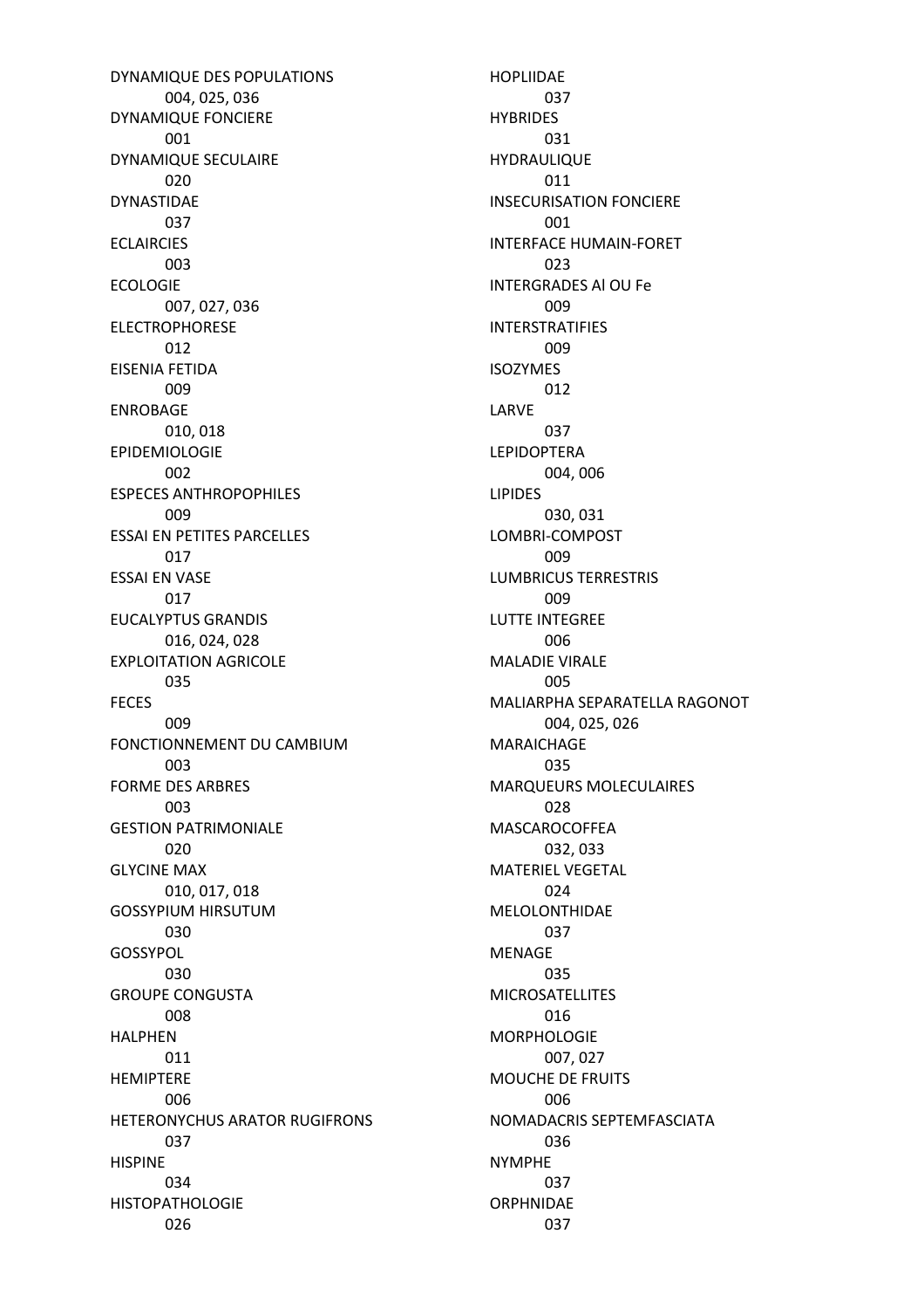DYNAMIQUE DES POPULATIONS
  004, 025, 036
DYNAMIQUE FONCIERE
  001
DYNAMIQUE SECULAIRE
  020
DYNASTIDAE
  037
ECLAIRCIES
  003
ECOLOGIE
  007, 027, 036
ELECTROPHORESE
  012
EISENIA FETIDA
  009
ENROBAGE
  010, 018
EPIDEMIOLOGIE
  002
ESPECES ANTHROPOPHILES
  009
ESSAI EN PETITES PARCELLES
  017
ESSAI EN VASE
  017
EUCALYPTUS GRANDIS
  016, 024, 028
EXPLOITATION AGRICOLE
  035
FECES
  009
FONCTIONNEMENT DU CAMBIUM
  003
FORME DES ARBRES
  003
GESTION PATRIMONIALE
  020
GLYCINE MAX
  010, 017, 018
GOSSYPIUM HIRSUTUM
  030
GOSSYPOL
  030
GROUPE CONGUSTA
  008
HALPHEN
  011
HEMIPTERE
  006
HETERONYCHUS ARATOR RUGIFRONS
  037
HISPINE
  034
HISTOPATHOLOGIE
  026
HOPLIIDAE
  037
HYBRIDES
  031
HYDRAULIQUE
  011
INSECURISATION FONCIERE
  001
INTERFACE HUMAIN-FORET
  023
INTERGRADES Al OU Fe
  009
INTERSTRATIFIES
  009
ISOZYMES
  012
LARVE
  037
LEPIDOPTERA
  004, 006
LIPIDES
  030, 031
LOMBRI-COMPOST
  009
LUMBRICUS TERRESTRIS
  009
LUTTE INTEGREE
  006
MALADIE VIRALE
  005
MALIARPHA SEPARATELLA RAGONOT
  004, 025, 026
MARAICHAGE
  035
MARQUEURS MOLECULAIRES
  028
MASCAROCOFFEA
  032, 033
MATERIEL VEGETAL
  024
MELOLONTHIDAE
  037
MENAGE
  035
MICROSATELLITES
  016
MORPHOLOGIE
  007, 027
MOUCHE DE FRUITS
  006
NOMADACRIS SEPTEMFASCIATA
  036
NYMPHE
  037
ORPHNIDAE
  037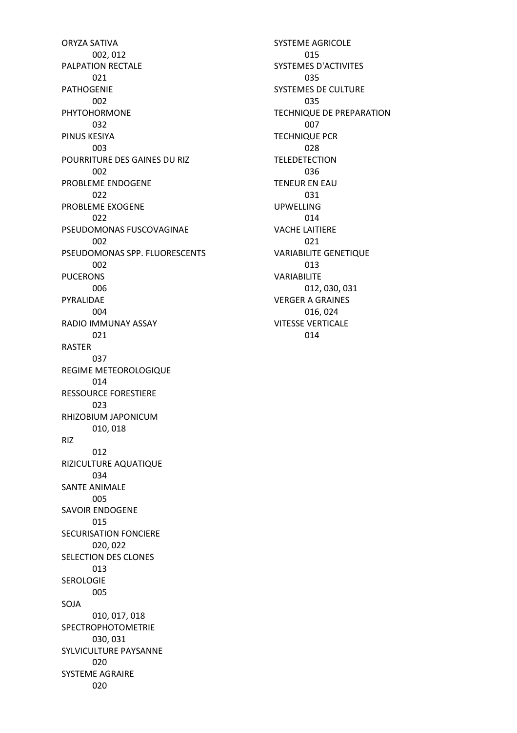ORYZA SATIVA
	002, 012
PALPATION RECTALE
	021
PATHOGENIE
	002
PHYTOHORMONE
	032
PINUS KESIYA
	003
POURRITURE DES GAINES DU RIZ
	002
PROBLEME ENDOGENE
	022
PROBLEME EXOGENE
	022
PSEUDOMONAS FUSCOVAGINAE
	002
PSEUDOMONAS SPP. FLUORESCENTS
	002
PUCERONS
	006
PYRALIDAE
	004
RADIO IMMUNAY ASSAY
	021
RASTER
	037
REGIME METEOROLOGIQUE
	014
RESSOURCE FORESTIERE
	023
RHIZOBIUM JAPONICUM
	010, 018
RIZ
	012
RIZICULTURE AQUATIQUE
	034
SANTE ANIMALE
	005
SAVOIR ENDOGENE
	015
SECURISATION FONCIERE
	020, 022
SELECTION DES CLONES
	013
SEROLOGIE
	005
SOJA
	010, 017, 018
SPECTROPHOTOMETRIE
	030, 031
SYLVICULTURE PAYSANNE
	020
SYSTEME AGRAIRE
	020
SYSTEME AGRICOLE
	015
SYSTEMES D'ACTIVITES
	035
SYSTEMES DE CULTURE
	035
TECHNIQUE DE PREPARATION
	007
TECHNIQUE PCR
	028
TELEDETECTION
	036
TENEUR EN EAU
	031
UPWELLING
	014
VACHE LAITIERE
	021
VARIABILITE GENETIQUE
	013
VARIABILITE
	012, 030, 031
VERGER A GRAINES
	016, 024
VITESSE VERTICALE
	014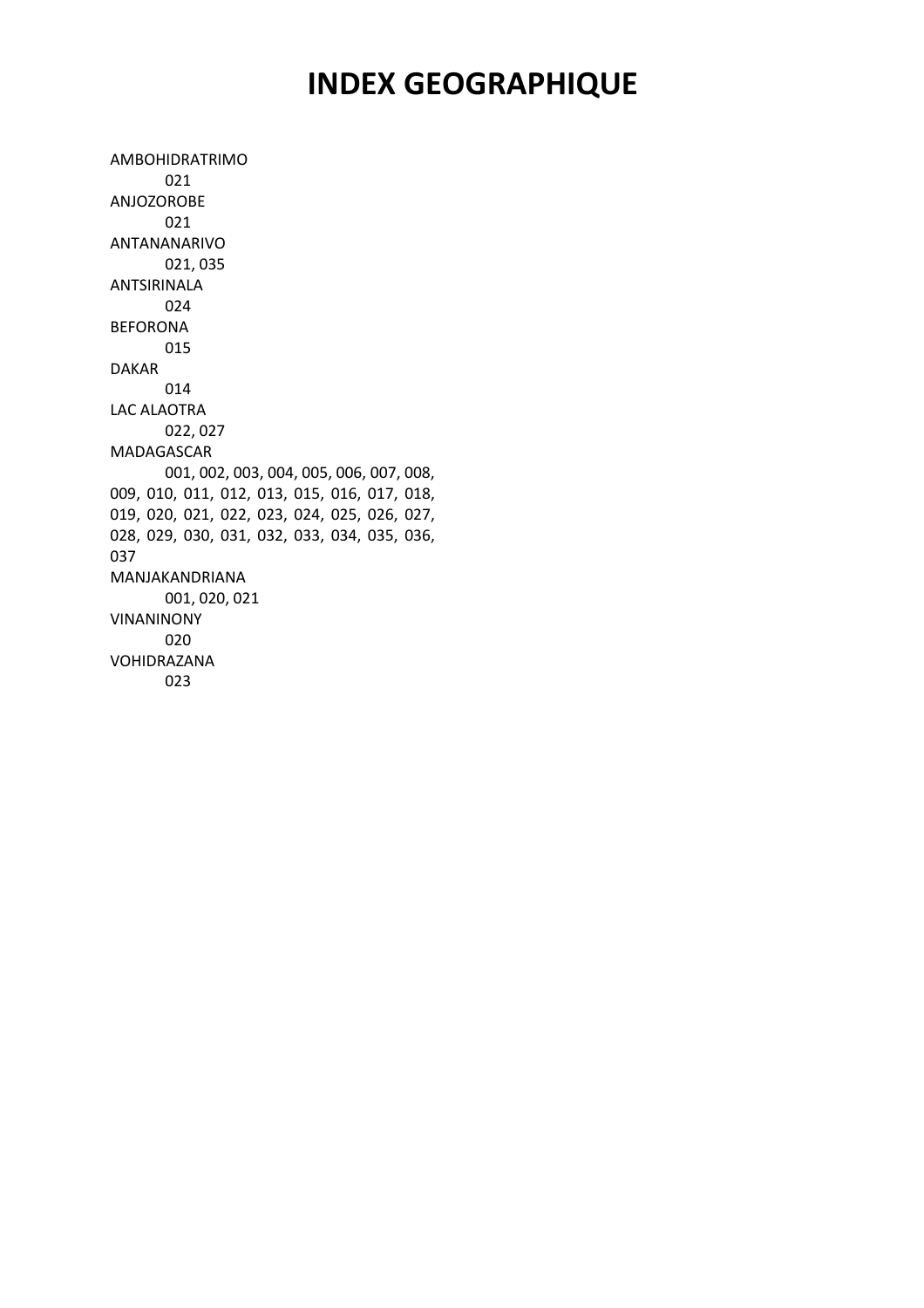# INDEX GEOGRAPHIQUE

AMBOHIDRATRIMO
021

ANJOZOROBE
021

ANTANANARIVO
021, 035

ANTSIRINALA
024

BEFORONA
015

DAKAR
014

LAC ALAOTRA
022, 027

MADAGASCAR
001, 002, 003, 004, 005, 006, 007, 008, 009, 010, 011, 012, 013, 015, 016, 017, 018, 019, 020, 021, 022, 023, 024, 025, 026, 027, 028, 029, 030, 031, 032, 033, 034, 035, 036, 037

MANJAKANDRIANA
001, 020, 021

VINANINONY
020

VOHIDRAZANA
023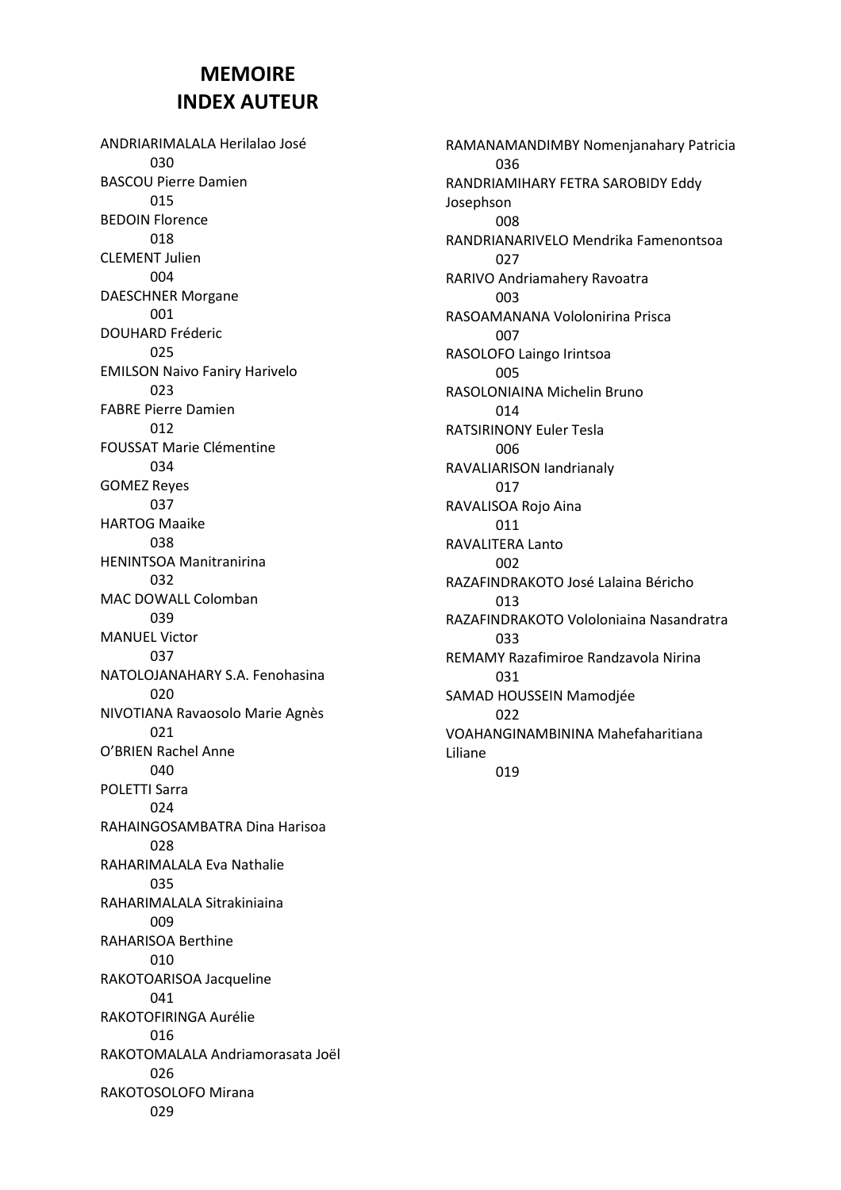# MEMOIRE
# INDEX AUTEUR

ANDRIARIMALALA Herilalao José
030

BASCOU Pierre Damien
015

BEDOIN Florence
018

CLEMENT Julien
004

DAESCHNER Morgane
001

DOUHARD Fréderic
025

EMILSON Naivo Faniry Harivelo
023

FABRE Pierre Damien
012

FOUSSAT Marie Clémentine
034

GOMEZ Reyes
037

HARTOG Maaike
038

HENINTSOA Manitranirina
032

MAC DOWALL Colomban
039

MANUEL Victor
037

NATOLOJANAHARY S.A. Fenohasina
020

NIVOTIANA Ravaosolo Marie Agnès
021

O'BRIEN Rachel Anne
040

POLETTI Sarra
024

RAHAINGOSAMBATRA Dina Harisoa
028

RAHARIMALALA Eva Nathalie
035

RAHARIMALALA Sitrakiniaina
009

RAHARISOA Berthine
010

RAKOTOARISOA Jacqueline
041

RAKOTOFIRINGA Aurélie
016

RAKOTOMALALA Andriamorasata Joël
026

RAKOTOSOLOFO Mirana
029

RAMANAMANDIMBY Nomenjanahary Patricia
036

RANDRIAMIHARY FETRA SAROBIDY Eddy Josephson
008

RANDRIANARIVELO Mendrika Famenontsoa
027

RARIVO Andriamahery Ravoatra
003

RASOAMANANA Vololonirina Prisca
007

RASOLOFO Laingo Irintsoa
005

RASOLONIAINA Michelin Bruno
014

RATSIRINONY Euler Tesla
006

RAVALIARISON Iandrianaly
017

RAVALISOA Rojo Aina
011

RAVALITERA Lanto
002

RAZAFINDRAKOTO José Lalaina Béricho
013

RAZAFINDRAKOTO Vololoniaina Nasandratra
033

REMAMY Razafimiroe Randzavola Nirina
031

SAMAD HOUSSEIN Mamodjée
022

VOAHANGINAMBININA Mahefaharitiana Liliane
019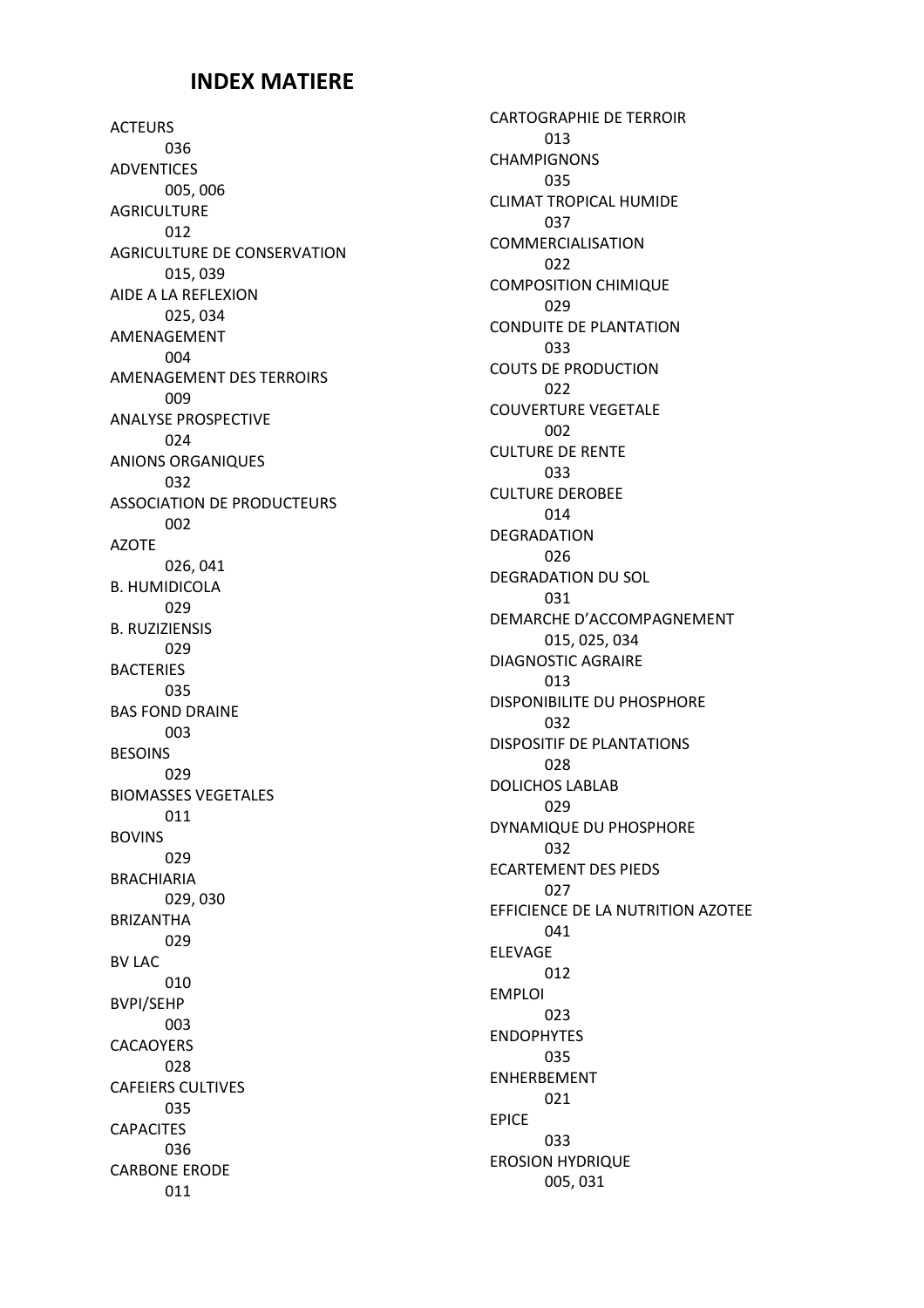## INDEX MATIERE

ACTEURS
036

ADVENTICES
005, 006

AGRICULTURE
012

AGRICULTURE DE CONSERVATION
015, 039

AIDE A LA REFLEXION
025, 034

AMENAGEMENT
004

AMENAGEMENT DES TERROIRS
009

ANALYSE PROSPECTIVE
024

ANIONS ORGANIQUES
032

ASSOCIATION DE PRODUCTEURS
002

AZOTE
026, 041

B. HUMIDICOLA
029

B. RUZIZIENSIS
029

BACTERIES
035

BAS FOND DRAINE
003

BESOINS
029

BIOMASSES VEGETALES
011

BOVINS
029

BRACHIARIA
029, 030

BRIZANTHA
029

BV LAC
010

BVPI/SEHP
003

CACAOYERS
028

CAFEIERS CULTIVES
035

CAPACITES
036

CARBONE ERODE
011

CARTOGRAPHIE DE TERROIR
013

CHAMPIGNONS
035

CLIMAT TROPICAL HUMIDE
037

COMMERCIALISATION
022

COMPOSITION CHIMIQUE
029

CONDUITE DE PLANTATION
033

COUTS DE PRODUCTION
022

COUVERTURE VEGETALE
002

CULTURE DE RENTE
033

CULTURE DEROBEE
014

DEGRADATION
026

DEGRADATION DU SOL
031

DEMARCHE D'ACCOMPAGNEMENT
015, 025, 034

DIAGNOSTIC AGRAIRE
013

DISPONIBILITE DU PHOSPHORE
032

DISPOSITIF DE PLANTATIONS
028

DOLICHOS LABLAB
029

DYNAMIQUE DU PHOSPHORE
032

ECARTEMENT DES PIEDS
027

EFFICIENCE DE LA NUTRITION AZOTEE
041

ELEVAGE
012

EMPLOI
023

ENDOPHYTES
035

ENHERBEMENT
021

EPICE
033

EROSION HYDRIQUE
005, 031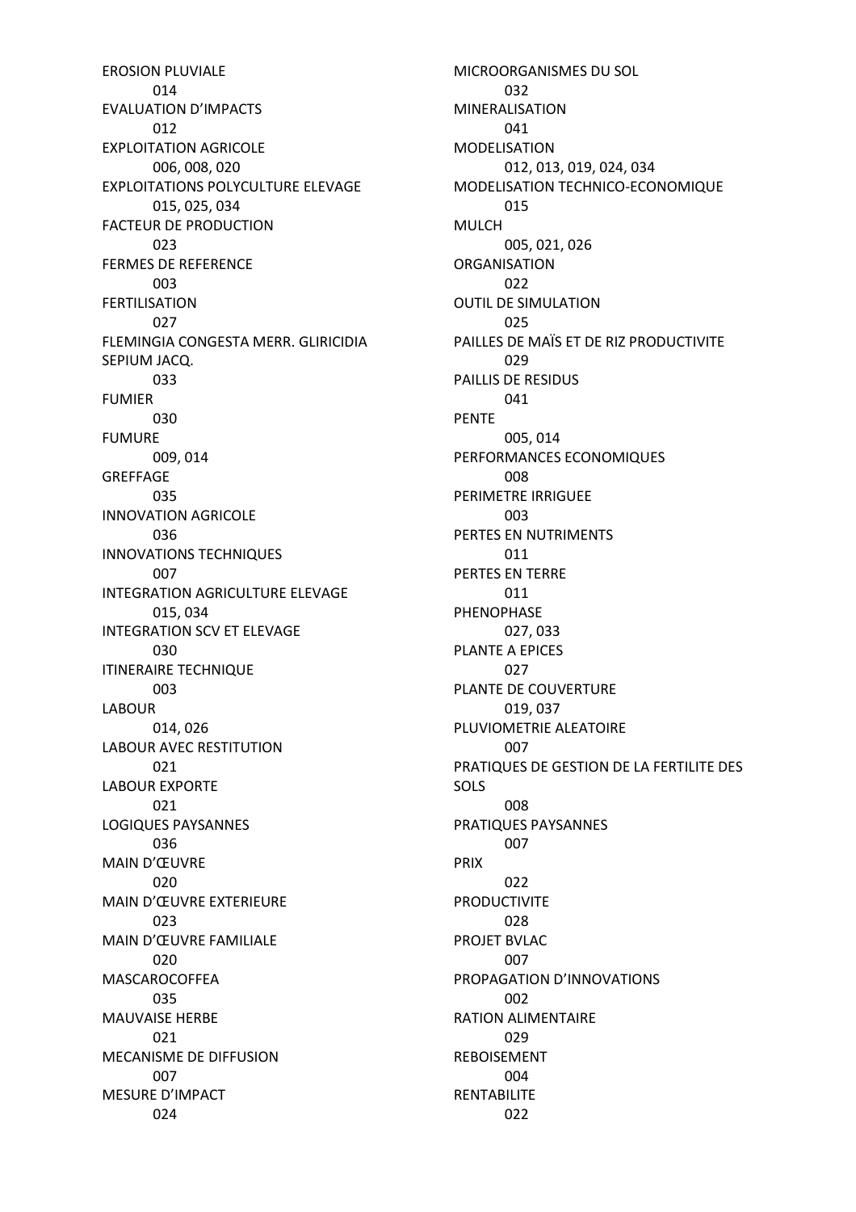EROSION PLUVIALE
 014
EVALUATION D'IMPACTS
 012
EXPLOITATION AGRICOLE
 006, 008, 020
EXPLOITATIONS POLYCULTURE ELEVAGE
 015, 025, 034
FACTEUR DE PRODUCTION
 023
FERMES DE REFERENCE
 003
FERTILISATION
 027
FLEMINGIA CONGESTA MERR. GLIRICIDIA SEPIUM JACQ.
 033
FUMIER
 030
FUMURE
 009, 014
GREFFAGE
 035
INNOVATION AGRICOLE
 036
INNOVATIONS TECHNIQUES
 007
INTEGRATION AGRICULTURE ELEVAGE
 015, 034
INTEGRATION SCV ET ELEVAGE
 030
ITINERAIRE TECHNIQUE
 003
LABOUR
 014, 026
LABOUR AVEC RESTITUTION
 021
LABOUR EXPORTE
 021
LOGIQUES PAYSANNES
 036
MAIN D'ŒUVRE
 020
MAIN D'ŒUVRE EXTERIEURE
 023
MAIN D'ŒUVRE FAMILIALE
 020
MASCAROCOFFEA
 035
MAUVAISE HERBE
 021
MECANISME DE DIFFUSION
 007
MESURE D'IMPACT
 024
MICROORGANISMES DU SOL
 032
MINERALISATION
 041
MODELISATION
 012, 013, 019, 024, 034
MODELISATION TECHNICO-ECONOMIQUE
 015
MULCH
 005, 021, 026
ORGANISATION
 022
OUTIL DE SIMULATION
 025
PAILLES DE MAÏS ET DE RIZ PRODUCTIVITE
 029
PAILLIS DE RESIDUS
 041
PENTE
 005, 014
PERFORMANCES ECONOMIQUES
 008
PERIMETRE IRRIGUEE
 003
PERTES EN NUTRIMENTS
 011
PERTES EN TERRE
 011
PHENOPHASE
 027, 033
PLANTE A EPICES
 027
PLANTE DE COUVERTURE
 019, 037
PLUVIOMETRIE ALEATOIRE
 007
PRATIQUES DE GESTION DE LA FERTILITE DES SOLS
 008
PRATIQUES PAYSANNES
 007
PRIX
 022
PRODUCTIVITE
 028
PROJET BVLAC
 007
PROPAGATION D'INNOVATIONS
 002
RATION ALIMENTAIRE
 029
REBOISEMENT
 004
RENTABILITE
 022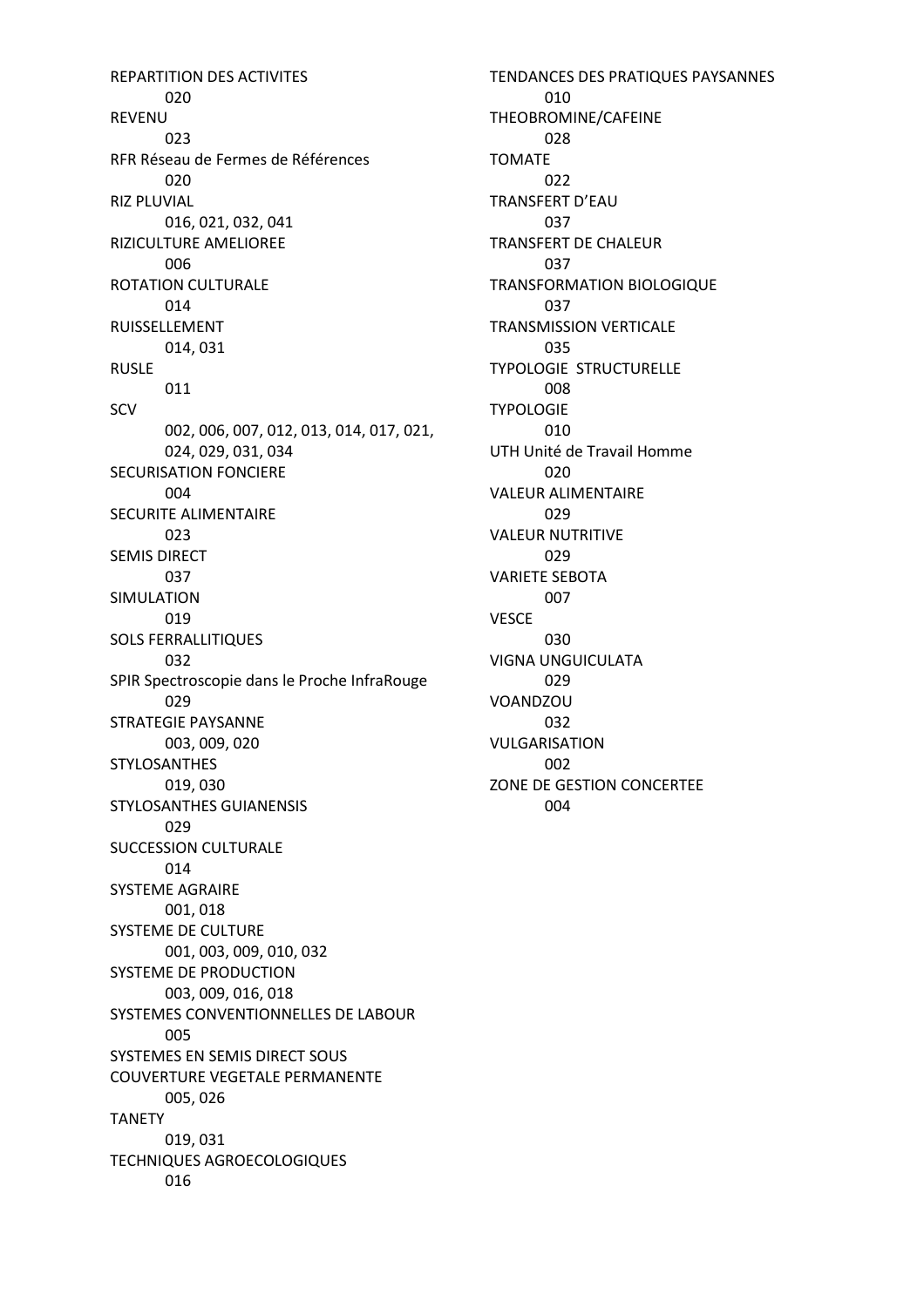REPARTITION DES ACTIVITES
    020
REVENU
    023
RFR Réseau de Fermes de Références
    020
RIZ PLUVIAL
    016, 021, 032, 041
RIZICULTURE AMELIOREE
    006
ROTATION CULTURALE
    014
RUISSELLEMENT
    014, 031
RUSLE
    011
SCV
    002, 006, 007, 012, 013, 014, 017, 021, 024, 029, 031, 034
SECURISATION FONCIERE
    004
SECURITE ALIMENTAIRE
    023
SEMIS DIRECT
    037
SIMULATION
    019
SOLS FERRALLITIQUES
    032
SPIR Spectroscopie dans le Proche InfraRouge
    029
STRATEGIE PAYSANNE
    003, 009, 020
STYLOSANTHES
    019, 030
STYLOSANTHES GUIANENSIS
    029
SUCCESSION CULTURALE
    014
SYSTEME AGRAIRE
    001, 018
SYSTEME DE CULTURE
    001, 003, 009, 010, 032
SYSTEME DE PRODUCTION
    003, 009, 016, 018
SYSTEMES CONVENTIONNELLES DE LABOUR
    005
SYSTEMES EN SEMIS DIRECT SOUS COUVERTURE VEGETALE PERMANENTE
    005, 026
TANETY
    019, 031
TECHNIQUES AGROECOLOGIQUES
    016
TENDANCES DES PRATIQUES PAYSANNES
    010
THEOBROMINE/CAFEINE
    028
TOMATE
    022
TRANSFERT D'EAU
    037
TRANSFERT DE CHALEUR
    037
TRANSFORMATION BIOLOGIQUE
    037
TRANSMISSION VERTICALE
    035
TYPOLOGIE STRUCTURELLE
    008
TYPOLOGIE
    010
UTH Unité de Travail Homme
    020
VALEUR ALIMENTAIRE
    029
VALEUR NUTRITIVE
    029
VARIETE SEBOTA
    007
VESCE
    030
VIGNA UNGUICULATA
    029
VOANDZOU
    032
VULGARISATION
    002
ZONE DE GESTION CONCERTEE
    004